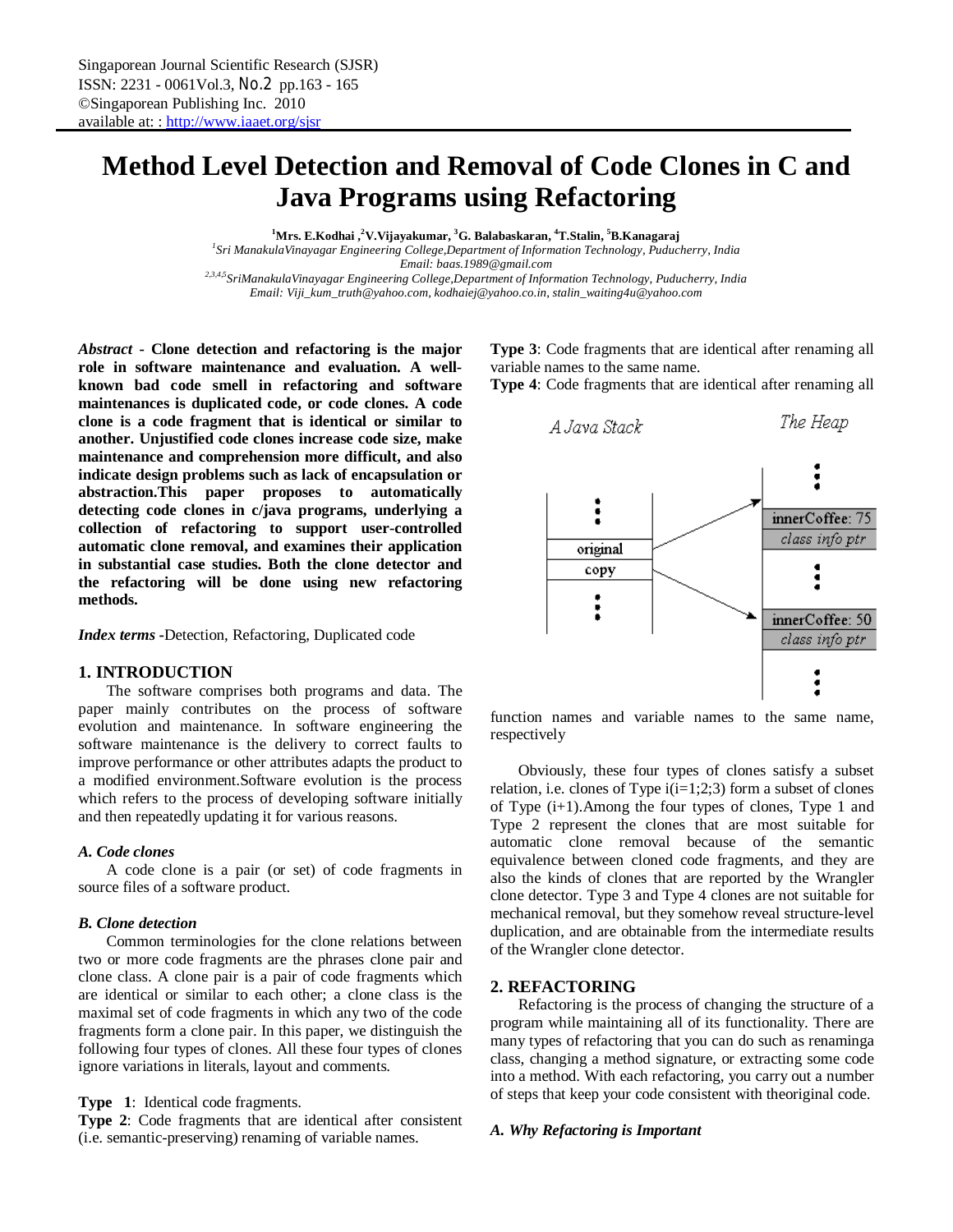# Method Level Detection and Removal of Code Clones in C and Java Programs using Refactoring

**[1]Mrs. E.Kodhai ,[2]V.Vijayakumar, [3]G. Balabaskaran, [4]T.Stalin, [5]B.Kanagaraj**

*[1]Sri ManakulaVinayagar Engineering College,Department of Information Technology, Puducherry, India*
*Email: baas.1989@gmail.com*
*[2,3,4,5]SriManakulaVinayagar Engineering College,Department of Information Technology, Puducherry, India*
*Email: Viji_kum_truth@yahoo.com, kodhaiej@yahoo.co.in, stalin_waiting4u@yahoo.com*

***Abstract* - Clone detection and refactoring is the major role in software maintenance and evaluation. A well-known bad code smell in refactoring and software maintenances is duplicated code, or code clones. A code clone is a code fragment that is identical or similar to another. Unjustified code clones increase code size, make maintenance and comprehension more difficult, and also indicate design problems such as lack of encapsulation or abstraction.This paper proposes to automatically detecting code clones in c/java programs, underlying a collection of refactoring to support user-controlled automatic clone removal, and examines their application in substantial case studies. Both the clone detector and the refactoring will be done using new refactoring methods.**

***Index terms*** -Detection, Refactoring, Duplicated code

## 1. INTRODUCTION

The software comprises both programs and data. The paper mainly contributes on the process of software evolution and maintenance. In software engineering the software maintenance is the delivery to correct faults to improve performance or other attributes adapts the product to a modified environment.Software evolution is the process which refers to the process of developing software initially and then repeatedly updating it for various reasons.

### *A. Code clones*

A code clone is a pair (or set) of code fragments in source files of a software product.

### *B. Clone detection*

Common terminologies for the clone relations between two or more code fragments are the phrases clone pair and clone class. A clone pair is a pair of code fragments which are identical or similar to each other; a clone class is the maximal set of code fragments in which any two of the code fragments form a clone pair. In this paper, we distinguish the following four types of clones. All these four types of clones ignore variations in literals, layout and comments.

**Type 1**: Identical code fragments.
**Type 2**: Code fragments that are identical after consistent (i.e. semantic-preserving) renaming of variable names.
**Type 3**: Code fragments that are identical after renaming all variable names to the same name.
**Type 4**: Code fragments that are identical after renaming all function names and variable names to the same name, respectively

Obviously, these four types of clones satisfy a subset relation, i.e. clones of Type i(i=1;2;3) form a subset of clones of Type (i+1).Among the four types of clones, Type 1 and Type 2 represent the clones that are most suitable for automatic clone removal because of the semantic equivalence between cloned code fragments, and they are also the kinds of clones that are reported by the Wrangler clone detector. Type 3 and Type 4 clones are not suitable for mechanical removal, but they somehow reveal structure-level duplication, and are obtainable from the intermediate results of the Wrangler clone detector.

## 2. REFACTORING

Refactoring is the process of changing the structure of a program while maintaining all of its functionality. There are many types of refactoring that you can do such as renaminga class, changing a method signature, or extracting some code into a method. With each refactoring, you carry out a number of steps that keep your code consistent with theoriginal code.

### *A. Why Refactoring is Important*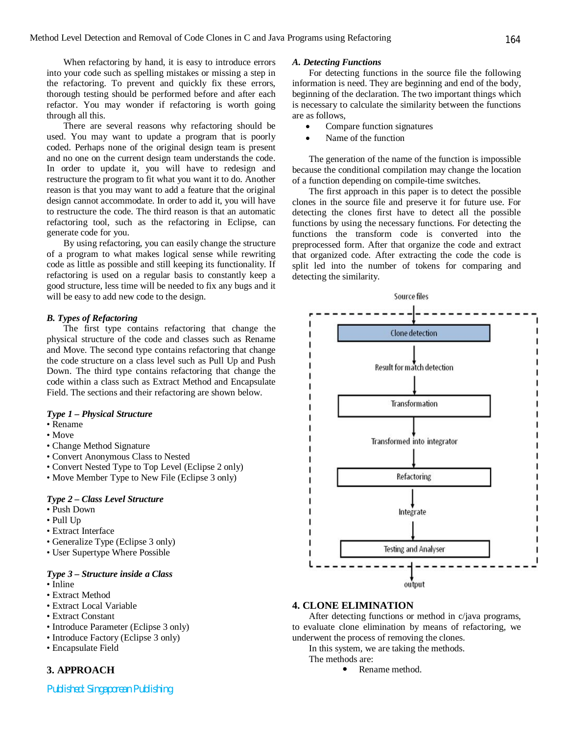When refactoring by hand, it is easy to introduce errors into your code such as spelling mistakes or missing a step in the refactoring. To prevent and quickly fix these errors, thorough testing should be performed before and after each refactor. You may wonder if refactoring is worth going through all this.

There are several reasons why refactoring should be used. You may want to update a program that is poorly coded. Perhaps none of the original design team is present and no one on the current design team understands the code. In order to update it, you will have to redesign and restructure the program to fit what you want it to do. Another reason is that you may want to add a feature that the original design cannot accommodate. In order to add it, you will have to restructure the code. The third reason is that an automatic refactoring tool, such as the refactoring in Eclipse, can generate code for you.

By using refactoring, you can easily change the structure of a program to what makes logical sense while rewriting code as little as possible and still keeping its functionality. If refactoring is used on a regular basis to constantly keep a good structure, less time will be needed to fix any bugs and it will be easy to add new code to the design.

### *B. Types of Refactoring*

The first type contains refactoring that change the physical structure of the code and classes such as Rename and Move. The second type contains refactoring that change the code structure on a class level such as Pull Up and Push Down. The third type contains refactoring that change the code within a class such as Extract Method and Encapsulate Field. The sections and their refactoring are shown below.

***Type 1 – Physical Structure***

- Rename
- Move
- Change Method Signature
- Convert Anonymous Class to Nested
- Convert Nested Type to Top Level (Eclipse 2 only)
- Move Member Type to New File (Eclipse 3 only)

***Type 2 – Class Level Structure***

- Push Down
- Pull Up
- Extract Interface
- Generalize Type (Eclipse 3 only)
- User Supertype Where Possible

***Type 3 – Structure inside a Class***

- Inline
- Extract Method
- Extract Local Variable
- Extract Constant
- Introduce Parameter (Eclipse 3 only)
- Introduce Factory (Eclipse 3 only)
- Encapsulate Field

## 3. APPROACH

### *A. Detecting Functions*

For detecting functions in the source file the following information is need. They are beginning and end of the body, beginning of the declaration. The two important things which is necessary to calculate the similarity between the functions are as follows,

- Compare function signatures
- Name of the function

The generation of the name of the function is impossible because the conditional compilation may change the location of a function depending on compile-time switches.

The first approach in this paper is to detect the possible clones in the source file and preserve it for future use. For detecting the clones first have to detect all the possible functions by using the necessary functions. For detecting the functions the transform code is converted into the preprocessed form. After that organize the code and extract that organized code. After extracting the code the code is split led into the number of tokens for comparing and detecting the similarity.

Source files → Clone detection → Result for match detection → Transformation → Transformed into integrator → Refactoring → Integrate → Testing and Analyser → output

## 4. CLONE ELIMINATION

After detecting functions or method in c/java programs, to evaluate clone elimination by means of refactoring, we underwent the process of removing the clones.

In this system, we are taking the methods.

The methods are:

- Rename method.

Published: Singaporean Publishing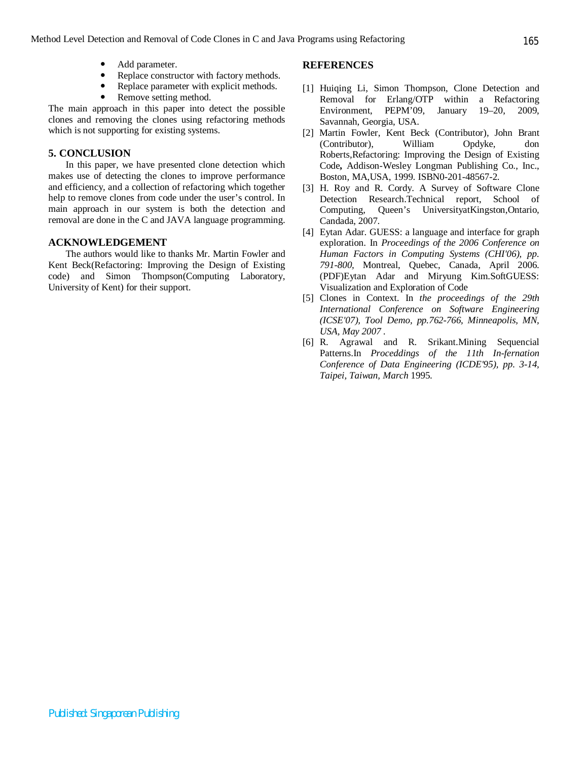- Add parameter.
- Replace constructor with factory methods.
- Replace parameter with explicit methods.
- Remove setting method.

The main approach in this paper into detect the possible clones and removing the clones using refactoring methods which is not supporting for existing systems.

## 5. CONCLUSION

In this paper, we have presented clone detection which makes use of detecting the clones to improve performance and efficiency, and a collection of refactoring which together help to remove clones from code under the user's control. In main approach in our system is both the detection and removal are done in the C and JAVA language programming.

## ACKNOWLEDGEMENT

The authors would like to thanks Mr. Martin Fowler and Kent Beck(Refactoring: Improving the Design of Existing code) and Simon Thompson(Computing Laboratory, University of Kent) for their support.

## REFERENCES

[1] Huiqing Li, Simon Thompson, Clone Detection and Removal for Erlang/OTP within a Refactoring Environment, PEPM'09, January 19–20, 2009, Savannah, Georgia, USA.

[2] Martin Fowler, Kent Beck (Contributor), John Brant (Contributor), William Opdyke, don Roberts,Refactoring: Improving the Design of Existing Code**,** Addison-Wesley Longman Publishing Co., Inc., Boston, MA,USA, 1999. ISBN0-201-48567-2.

[3] H. Roy and R. Cordy. A Survey of Software Clone Detection Research.Technical report, School of Computing, Queen's UniversityatKingston,Ontario, Candada, 2007.

[4] Eytan Adar. GUESS: a language and interface for graph exploration. In *Proceedings of the 2006 Conference on Human Factors in Computing Systems (CHI'06), pp. 791-800,* Montreal, Quebec, Canada, April 2006. (PDF)Eytan Adar and Miryung Kim.SoftGUESS: Visualization and Exploration of Code

[5] Clones in Context. In *the proceedings of the 29th International Conference on Software Engineering (ICSE'07), Tool Demo, pp.762-766, Minneapolis, MN, USA, May 2007* .

[6] R. Agrawal and R. Srikant.Mining Sequencial Patterns.In *Proceddings of the 11th In-fernation Conference of Data Engineering (ICDE'95), pp. 3-14, Taipei, Taiwan, March* 1995.